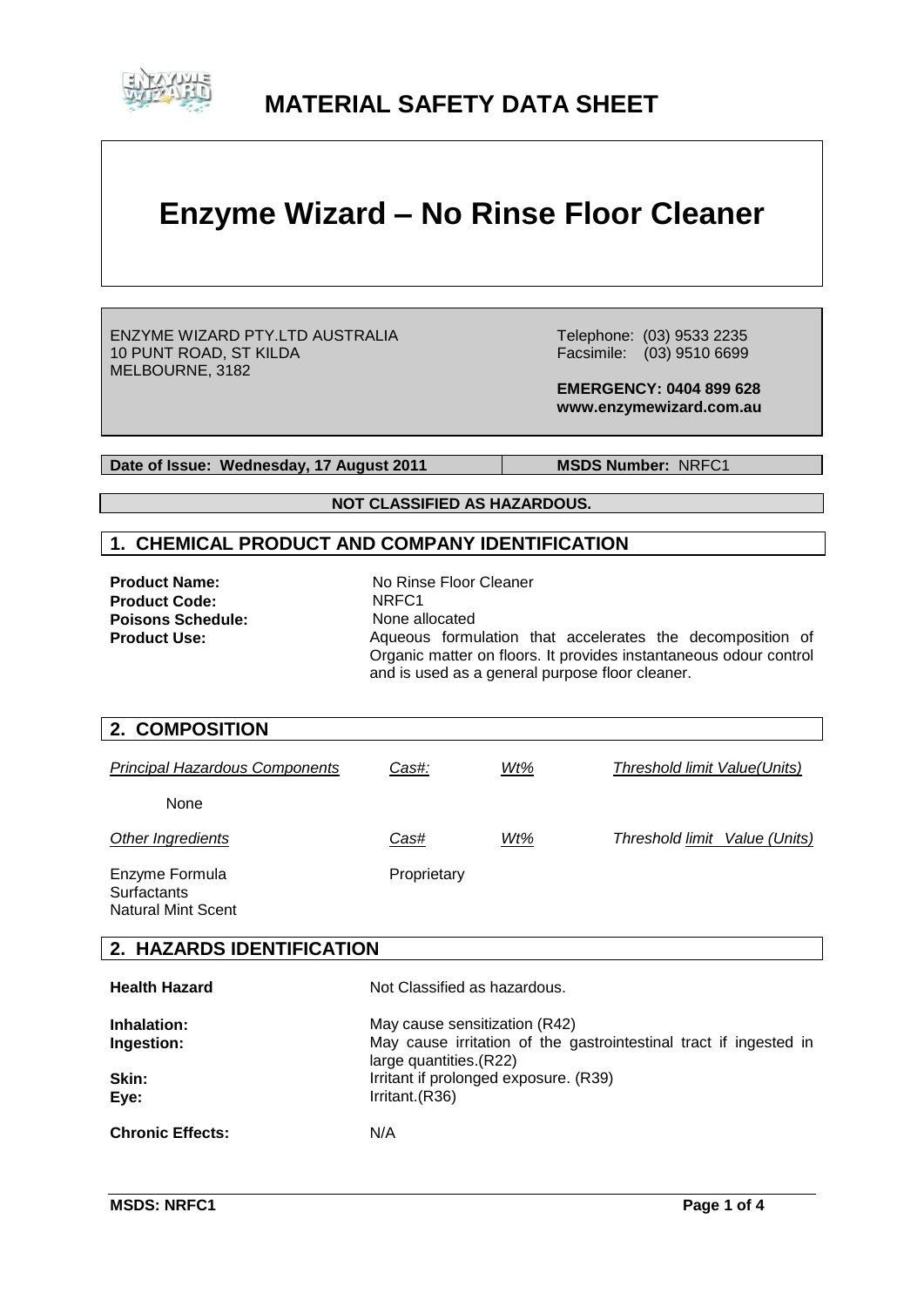# MATERIAL SAFETY DATA SHEET

# Enzyme Wizard – No Rinse Floor Cleaner

ENZYME WIZARD PTY.LTD AUSTRALIA
10 PUNT ROAD, ST KILDA
MELBOURNE, 3182

Telephone: (03) 9533 2235
Facsimile: (03) 9510 6699

**EMERGENCY: 0404 899 628**
**www.enzymewizard.com.au**

**Date of Issue: Wednesday, 17 August 2011** | **MSDS Number:** NRFC1

**NOT CLASSIFIED AS HAZARDOUS.**

## 1. CHEMICAL PRODUCT AND COMPANY IDENTIFICATION

**Product Name:** No Rinse Floor Cleaner
**Product Code:** NRFC1
**Poisons Schedule:** None allocated
**Product Use:** Aqueous formulation that accelerates the decomposition of Organic matter on floors. It provides instantaneous odour control and is used as a general purpose floor cleaner.

## 2. COMPOSITION

| *Principal Hazardous Components* | *Cas#:* | *Wt%* | *Threshold limit Value(Units)* |
|---|---|---|---|
| None | | | |
| *Other Ingredients* | *Cas#* | *Wt%* | *Threshold limit Value (Units)* |
| Enzyme Formula | Proprietary | | |
| Surfactants | | | |
| Natural Mint Scent | | | |

## 2. HAZARDS IDENTIFICATION

**Health Hazard** Not Classified as hazardous.

**Inhalation:** May cause sensitization (R42)
**Ingestion:** May cause irritation of the gastrointestinal tract if ingested in large quantities.(R22)
**Skin:** Irritant if prolonged exposure. (R39)
**Eye:** Irritant.(R36)

**Chronic Effects:** N/A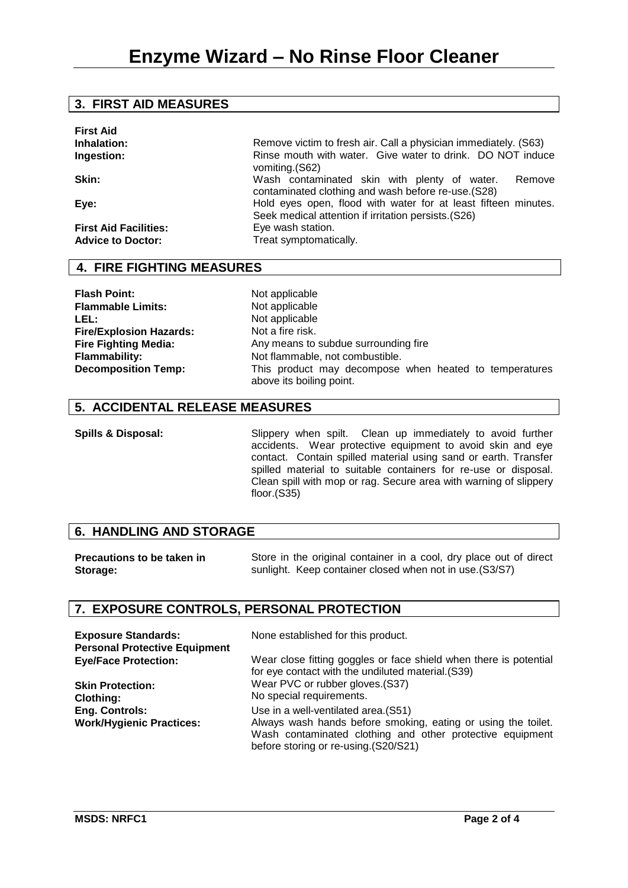## 3. FIRST AID MEASURES

**First Aid**

| | |
|---|---|
| **Inhalation:** | Remove victim to fresh air. Call a physician immediately. (S63) |
| **Ingestion:** | Rinse mouth with water. Give water to drink. DO NOT induce vomiting.(S62) |
| **Skin:** | Wash contaminated skin with plenty of water. Remove contaminated clothing and wash before re-use.(S28) |
| **Eye:** | Hold eyes open, flood with water for at least fifteen minutes. Seek medical attention if irritation persists.(S26) |
| **First Aid Facilities:** | Eye wash station. |
| **Advice to Doctor:** | Treat symptomatically. |

## 4. FIRE FIGHTING MEASURES

| | |
|---|---|
| **Flash Point:** | Not applicable |
| **Flammable Limits:** | Not applicable |
| **LEL:** | Not applicable |
| **Fire/Explosion Hazards:** | Not a fire risk. |
| **Fire Fighting Media:** | Any means to subdue surrounding fire |
| **Flammability:** | Not flammable, not combustible. |
| **Decomposition Temp:** | This product may decompose when heated to temperatures above its boiling point. |

## 5. ACCIDENTAL RELEASE MEASURES

| | |
|---|---|
| **Spills & Disposal:** | Slippery when spilt. Clean up immediately to avoid further accidents. Wear protective equipment to avoid skin and eye contact. Contain spilled material using sand or earth. Transfer spilled material to suitable containers for re-use or disposal. Clean spill with mop or rag. Secure area with warning of slippery floor.(S35) |

## 6. HANDLING AND STORAGE

| | |
|---|---|
| **Precautions to be taken in Storage:** | Store in the original container in a cool, dry place out of direct sunlight. Keep container closed when not in use.(S3/S7) |

## 7. EXPOSURE CONTROLS, PERSONAL PROTECTION

| | |
|---|---|
| **Exposure Standards:** | None established for this product. |
| **Personal Protective Equipment** | |
| **Eye/Face Protection:** | Wear close fitting goggles or face shield when there is potential for eye contact with the undiluted material.(S39) |
| **Skin Protection:** | Wear PVC or rubber gloves.(S37) |
| **Clothing:** | No special requirements. |
| **Eng. Controls:** | Use in a well-ventilated area.(S51) |
| **Work/Hygienic Practices:** | Always wash hands before smoking, eating or using the toilet. Wash contaminated clothing and other protective equipment before storing or re-using.(S20/S21) |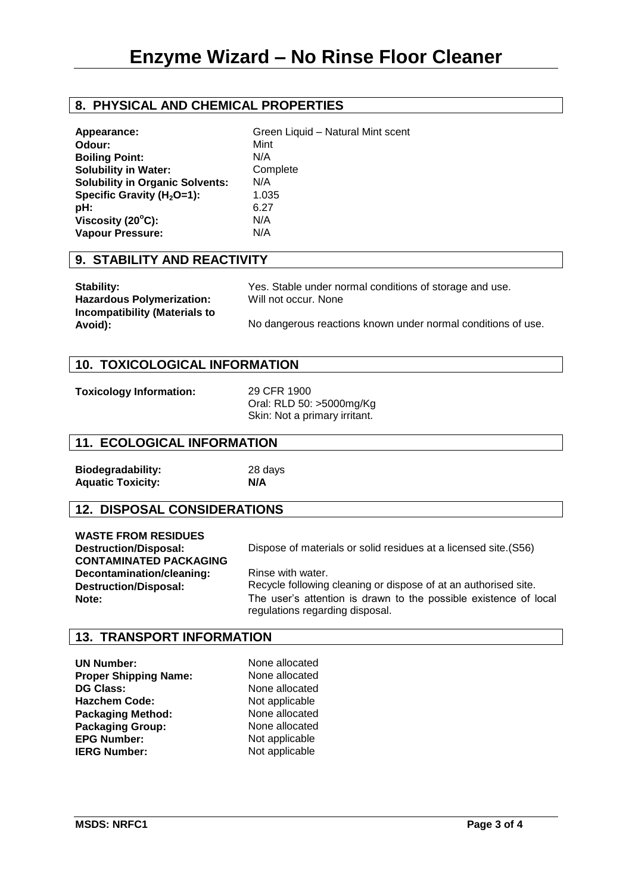## 8. PHYSICAL AND CHEMICAL PROPERTIES

| | |
|---|---|
| **Appearance:** | Green Liquid – Natural Mint scent |
| **Odour:** | Mint |
| **Boiling Point:** | N/A |
| **Solubility in Water:** | Complete |
| **Solubility in Organic Solvents:** | N/A |
| **Specific Gravity ($H_2O$=1):** | 1.035 |
| **pH:** | 6.27 |
| **Viscosity (20°C):** | N/A |
| **Vapour Pressure:** | N/A |

## 9. STABILITY AND REACTIVITY

| | |
|---|---|
| **Stability:** | Yes. Stable under normal conditions of storage and use. |
| **Hazardous Polymerization:** | Will not occur. None |
| **Incompatibility (Materials to Avoid):** | No dangerous reactions known under normal conditions of use. |

## 10. TOXICOLOGICAL INFORMATION

**Toxicology Information:**

29 CFR 1900
Oral: RLD 50: >5000mg/Kg
Skin: Not a primary irritant.

## 11. ECOLOGICAL INFORMATION

| | |
|---|---|
| **Biodegradability:** | 28 days |
| **Aquatic Toxicity:** | **N/A** |

## 12. DISPOSAL CONSIDERATIONS

**WASTE FROM RESIDUES**

**Destruction/Disposal:** Dispose of materials or solid residues at a licensed site.(S56)

**CONTAMINATED PACKAGING**

**Decontamination/cleaning:** Rinse with water.

**Destruction/Disposal:** Recycle following cleaning or dispose of at an authorised site.

**Note:** The user's attention is drawn to the possible existence of local regulations regarding disposal.

## 13. TRANSPORT INFORMATION

| | |
|---|---|
| **UN Number:** | None allocated |
| **Proper Shipping Name:** | None allocated |
| **DG Class:** | None allocated |
| **Hazchem Code:** | Not applicable |
| **Packaging Method:** | None allocated |
| **Packaging Group:** | None allocated |
| **EPG Number:** | Not applicable |
| **IERG Number:** | Not applicable |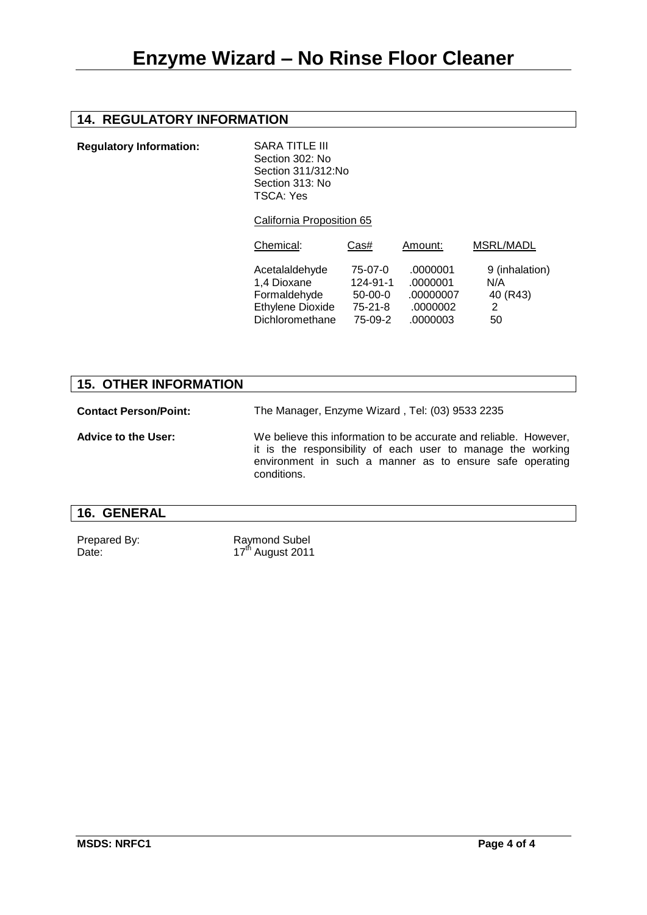# Enzyme Wizard – No Rinse Floor Cleaner

## 14. REGULATORY INFORMATION

**Regulatory Information:**

SARA TITLE III
Section 302: No
Section 311/312:No
Section 313: No
TSCA: Yes

California Proposition 65

| Chemical: | Cas# | Amount: | MSRL/MADL |
|---|---|---|---|
| Acetalaldehyde | 75-07-0 | .0000001 | 9 (inhalation) |
| 1,4 Dioxane | 124-91-1 | .0000001 | N/A |
| Formaldehyde | 50-00-0 | .00000007 | 40 (R43) |
| Ethylene Dioxide | 75-21-8 | .0000002 | 2 |
| Dichloromethane | 75-09-2 | .0000003 | 50 |

## 15. OTHER INFORMATION

**Contact Person/Point:** The Manager, Enzyme Wizard , Tel: (03) 9533 2235

**Advice to the User:** We believe this information to be accurate and reliable. However, it is the responsibility of each user to manage the working environment in such a manner as to ensure safe operating conditions.

## 16. GENERAL

Prepared By: Raymond Subel
Date: 17th August 2011

**MSDS: NRFC1**